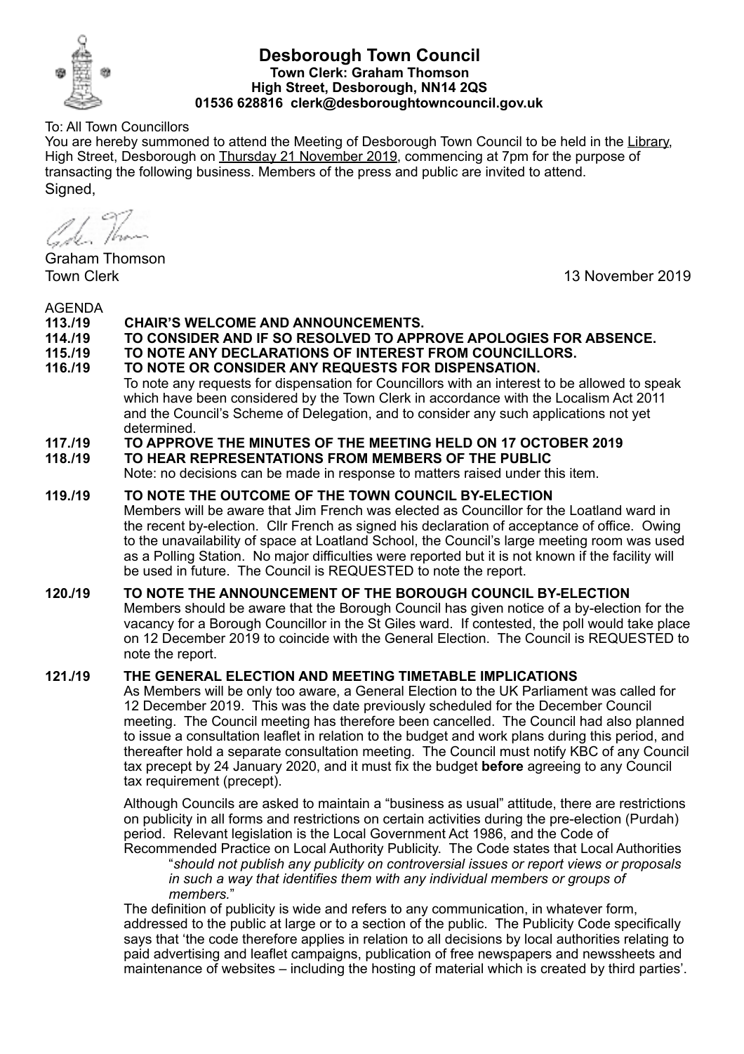# Desborough Town Council

**Town Clerk: Graham Thomson**
**High Street, Desborough, NN14 2QS**
**01536 628816 clerk@desboroughtowncouncil.gov.uk**

To: All Town Councillors

You are hereby summoned to attend the Meeting of Desborough Town Council to be held in the Library, High Street, Desborough on Thursday 21 November 2019, commencing at 7pm for the purpose of transacting the following business. Members of the press and public are invited to attend.

Signed,

Graham Thomson
Town Clerk

13 November 2019

AGENDA

**113./19 CHAIR'S WELCOME AND ANNOUNCEMENTS.**

**114./19 TO CONSIDER AND IF SO RESOLVED TO APPROVE APOLOGIES FOR ABSENCE.**

**115./19 TO NOTE ANY DECLARATIONS OF INTEREST FROM COUNCILLORS.**

**116./19 TO NOTE OR CONSIDER ANY REQUESTS FOR DISPENSATION.**

To note any requests for dispensation for Councillors with an interest to be allowed to speak which have been considered by the Town Clerk in accordance with the Localism Act 2011 and the Council's Scheme of Delegation, and to consider any such applications not yet determined.

**117./19 TO APPROVE THE MINUTES OF THE MEETING HELD ON 17 OCTOBER 2019**

**118./19 TO HEAR REPRESENTATIONS FROM MEMBERS OF THE PUBLIC**

Note: no decisions can be made in response to matters raised under this item.

**119./19 TO NOTE THE OUTCOME OF THE TOWN COUNCIL BY-ELECTION**

Members will be aware that Jim French was elected as Councillor for the Loatland ward in the recent by-election. Cllr French as signed his declaration of acceptance of office. Owing to the unavailability of space at Loatland School, the Council's large meeting room was used as a Polling Station. No major difficulties were reported but it is not known if the facility will be used in future. The Council is REQUESTED to note the report.

**120./19 TO NOTE THE ANNOUNCEMENT OF THE BOROUGH COUNCIL BY-ELECTION**

Members should be aware that the Borough Council has given notice of a by-election for the vacancy for a Borough Councillor in the St Giles ward. If contested, the poll would take place on 12 December 2019 to coincide with the General Election. The Council is REQUESTED to note the report.

**121./19 THE GENERAL ELECTION AND MEETING TIMETABLE IMPLICATIONS**

As Members will be only too aware, a General Election to the UK Parliament was called for 12 December 2019. This was the date previously scheduled for the December Council meeting. The Council meeting has therefore been cancelled. The Council had also planned to issue a consultation leaflet in relation to the budget and work plans during this period, and thereafter hold a separate consultation meeting. The Council must notify KBC of any Council tax precept by 24 January 2020, and it must fix the budget **before** agreeing to any Council tax requirement (precept).

Although Councils are asked to maintain a "business as usual" attitude, there are restrictions on publicity in all forms and restrictions on certain activities during the pre-election (Purdah) period. Relevant legislation is the Local Government Act 1986, and the Code of Recommended Practice on Local Authority Publicity. The Code states that Local Authorities

"*should not publish any publicity on controversial issues or report views or proposals in such a way that identifies them with any individual members or groups of members.*"

The definition of publicity is wide and refers to any communication, in whatever form, addressed to the public at large or to a section of the public. The Publicity Code specifically says that 'the code therefore applies in relation to all decisions by local authorities relating to paid advertising and leaflet campaigns, publication of free newspapers and newssheets and maintenance of websites – including the hosting of material which is created by third parties'.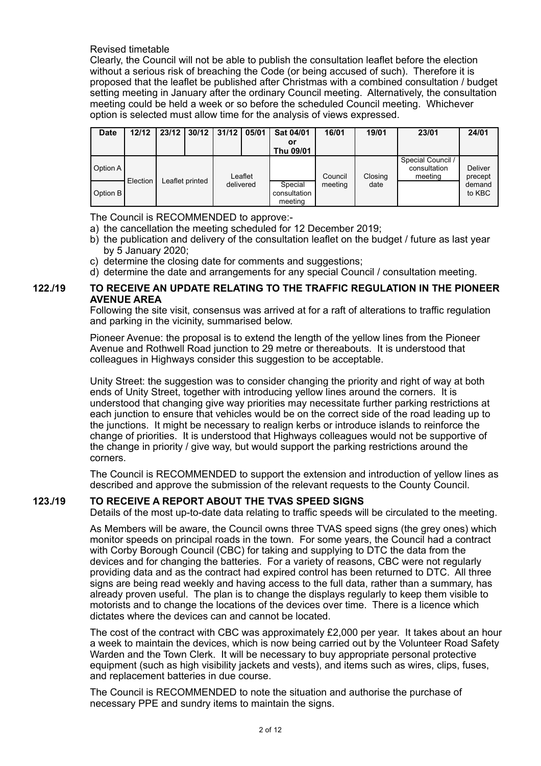Revised timetable

Clearly, the Council will not be able to publish the consultation leaflet before the election without a serious risk of breaching the Code (or being accused of such). Therefore it is proposed that the leaflet be published after Christmas with a combined consultation / budget setting meeting in January after the ordinary Council meeting. Alternatively, the consultation meeting could be held a week or so before the scheduled Council meeting. Whichever option is selected must allow time for the analysis of views expressed.

| Date | 12/12 | 23/12 | 30/12 | 31/12 | 05/01 | Sat 04/01 or Thu 09/01 | 16/01 | 19/01 | 23/01 | 24/01 |
|---|---|---|---|---|---|---|---|---|---|---|
| Option A | Election | Leaflet printed | | Leaflet delivered | | | Council meeting | Closing date | Special Council / consultation meeting | Deliver precept demand to KBC |
| Option B | | | | | | Special consultation meeting | | | | |

The Council is RECOMMENDED to approve:-

a) the cancellation the meeting scheduled for 12 December 2019;
b) the publication and delivery of the consultation leaflet on the budget / future as last year by 5 January 2020;
c) determine the closing date for comments and suggestions;
d) determine the date and arrangements for any special Council / consultation meeting.

## 122./19 TO RECEIVE AN UPDATE RELATING TO THE TRAFFIC REGULATION IN THE PIONEER AVENUE AREA

Following the site visit, consensus was arrived at for a raft of alterations to traffic regulation and parking in the vicinity, summarised below.

Pioneer Avenue: the proposal is to extend the length of the yellow lines from the Pioneer Avenue and Rothwell Road junction to 29 metre or thereabouts. It is understood that colleagues in Highways consider this suggestion to be acceptable.

Unity Street: the suggestion was to consider changing the priority and right of way at both ends of Unity Street, together with introducing yellow lines around the corners. It is understood that changing give way priorities may necessitate further parking restrictions at each junction to ensure that vehicles would be on the correct side of the road leading up to the junctions. It might be necessary to realign kerbs or introduce islands to reinforce the change of priorities. It is understood that Highways colleagues would not be supportive of the change in priority / give way, but would support the parking restrictions around the corners.

The Council is RECOMMENDED to support the extension and introduction of yellow lines as described and approve the submission of the relevant requests to the County Council.

## 123./19 TO RECEIVE A REPORT ABOUT THE TVAS SPEED SIGNS

Details of the most up-to-date data relating to traffic speeds will be circulated to the meeting.

As Members will be aware, the Council owns three TVAS speed signs (the grey ones) which monitor speeds on principal roads in the town. For some years, the Council had a contract with Corby Borough Council (CBC) for taking and supplying to DTC the data from the devices and for changing the batteries. For a variety of reasons, CBC were not regularly providing data and as the contract had expired control has been returned to DTC. All three signs are being read weekly and having access to the full data, rather than a summary, has already proven useful. The plan is to change the displays regularly to keep them visible to motorists and to change the locations of the devices over time. There is a licence which dictates where the devices can and cannot be located.

The cost of the contract with CBC was approximately £2,000 per year. It takes about an hour a week to maintain the devices, which is now being carried out by the Volunteer Road Safety Warden and the Town Clerk. It will be necessary to buy appropriate personal protective equipment (such as high visibility jackets and vests), and items such as wires, clips, fuses, and replacement batteries in due course.

The Council is RECOMMENDED to note the situation and authorise the purchase of necessary PPE and sundry items to maintain the signs.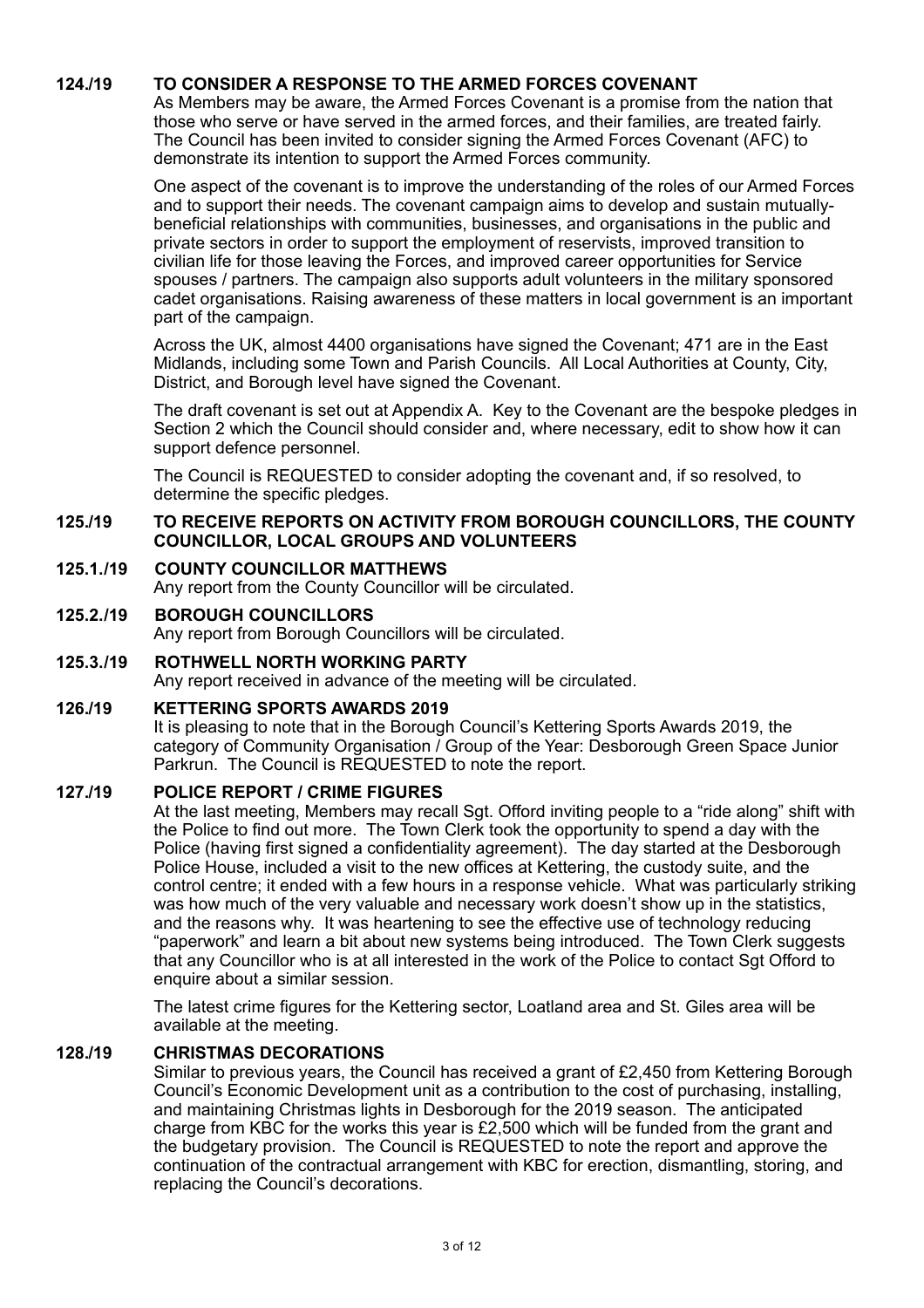## 124./19 TO CONSIDER A RESPONSE TO THE ARMED FORCES COVENANT

As Members may be aware, the Armed Forces Covenant is a promise from the nation that those who serve or have served in the armed forces, and their families, are treated fairly. The Council has been invited to consider signing the Armed Forces Covenant (AFC) to demonstrate its intention to support the Armed Forces community.

One aspect of the covenant is to improve the understanding of the roles of our Armed Forces and to support their needs. The covenant campaign aims to develop and sustain mutually-beneficial relationships with communities, businesses, and organisations in the public and private sectors in order to support the employment of reservists, improved transition to civilian life for those leaving the Forces, and improved career opportunities for Service spouses / partners. The campaign also supports adult volunteers in the military sponsored cadet organisations. Raising awareness of these matters in local government is an important part of the campaign.

Across the UK, almost 4400 organisations have signed the Covenant; 471 are in the East Midlands, including some Town and Parish Councils. All Local Authorities at County, City, District, and Borough level have signed the Covenant.

The draft covenant is set out at Appendix A. Key to the Covenant are the bespoke pledges in Section 2 which the Council should consider and, where necessary, edit to show how it can support defence personnel.

The Council is REQUESTED to consider adopting the covenant and, if so resolved, to determine the specific pledges.

## 125./19 TO RECEIVE REPORTS ON ACTIVITY FROM BOROUGH COUNCILLORS, THE COUNTY COUNCILLOR, LOCAL GROUPS AND VOLUNTEERS

### 125.1./19 COUNTY COUNCILLOR MATTHEWS

Any report from the County Councillor will be circulated.

### 125.2./19 BOROUGH COUNCILLORS

Any report from Borough Councillors will be circulated.

### 125.3./19 ROTHWELL NORTH WORKING PARTY

Any report received in advance of the meeting will be circulated.

## 126./19 KETTERING SPORTS AWARDS 2019

It is pleasing to note that in the Borough Council's Kettering Sports Awards 2019, the category of Community Organisation / Group of the Year: Desborough Green Space Junior Parkrun. The Council is REQUESTED to note the report.

## 127./19 POLICE REPORT / CRIME FIGURES

At the last meeting, Members may recall Sgt. Offord inviting people to a "ride along" shift with the Police to find out more. The Town Clerk took the opportunity to spend a day with the Police (having first signed a confidentiality agreement). The day started at the Desborough Police House, included a visit to the new offices at Kettering, the custody suite, and the control centre; it ended with a few hours in a response vehicle. What was particularly striking was how much of the very valuable and necessary work doesn't show up in the statistics, and the reasons why. It was heartening to see the effective use of technology reducing "paperwork" and learn a bit about new systems being introduced. The Town Clerk suggests that any Councillor who is at all interested in the work of the Police to contact Sgt Offord to enquire about a similar session.

The latest crime figures for the Kettering sector, Loatland area and St. Giles area will be available at the meeting.

## 128./19 CHRISTMAS DECORATIONS

Similar to previous years, the Council has received a grant of £2,450 from Kettering Borough Council's Economic Development unit as a contribution to the cost of purchasing, installing, and maintaining Christmas lights in Desborough for the 2019 season. The anticipated charge from KBC for the works this year is £2,500 which will be funded from the grant and the budgetary provision. The Council is REQUESTED to note the report and approve the continuation of the contractual arrangement with KBC for erection, dismantling, storing, and replacing the Council's decorations.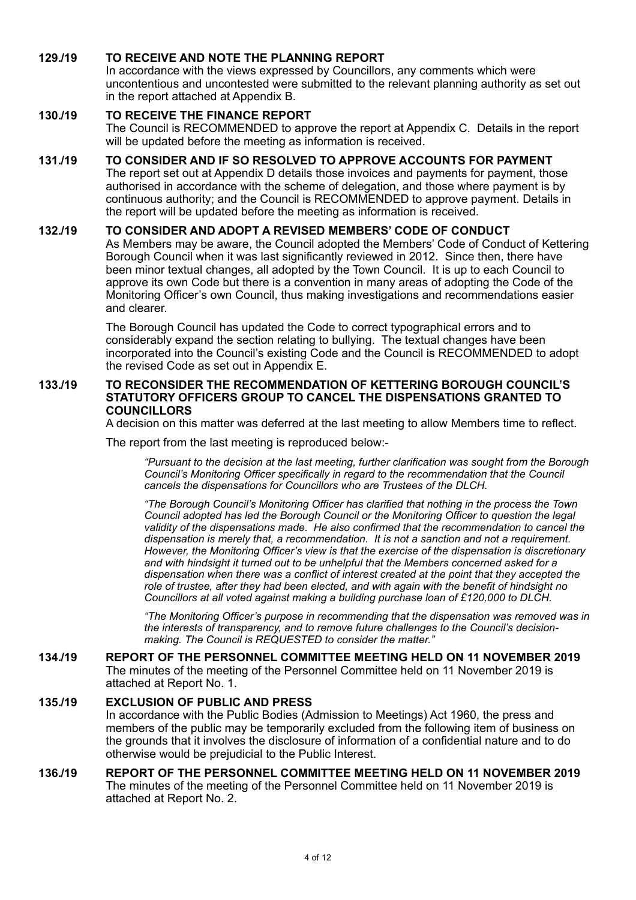**129./19 TO RECEIVE AND NOTE THE PLANNING REPORT**

In accordance with the views expressed by Councillors, any comments which were uncontentious and uncontested were submitted to the relevant planning authority as set out in the report attached at Appendix B.

**130./19 TO RECEIVE THE FINANCE REPORT**

The Council is RECOMMENDED to approve the report at Appendix C. Details in the report will be updated before the meeting as information is received.

**131./19 TO CONSIDER AND IF SO RESOLVED TO APPROVE ACCOUNTS FOR PAYMENT**

The report set out at Appendix D details those invoices and payments for payment, those authorised in accordance with the scheme of delegation, and those where payment is by continuous authority; and the Council is RECOMMENDED to approve payment. Details in the report will be updated before the meeting as information is received.

**132./19 TO CONSIDER AND ADOPT A REVISED MEMBERS' CODE OF CONDUCT**

As Members may be aware, the Council adopted the Members' Code of Conduct of Kettering Borough Council when it was last significantly reviewed in 2012. Since then, there have been minor textual changes, all adopted by the Town Council. It is up to each Council to approve its own Code but there is a convention in many areas of adopting the Code of the Monitoring Officer's own Council, thus making investigations and recommendations easier and clearer.

The Borough Council has updated the Code to correct typographical errors and to considerably expand the section relating to bullying. The textual changes have been incorporated into the Council's existing Code and the Council is RECOMMENDED to adopt the revised Code as set out in Appendix E.

**133./19 TO RECONSIDER THE RECOMMENDATION OF KETTERING BOROUGH COUNCIL'S STATUTORY OFFICERS GROUP TO CANCEL THE DISPENSATIONS GRANTED TO COUNCILLORS**

A decision on this matter was deferred at the last meeting to allow Members time to reflect.

The report from the last meeting is reproduced below:-

> *"Pursuant to the decision at the last meeting, further clarification was sought from the Borough Council's Monitoring Officer specifically in regard to the recommendation that the Council cancels the dispensations for Councillors who are Trustees of the DLCH.*
>
> *"The Borough Council's Monitoring Officer has clarified that nothing in the process the Town Council adopted has led the Borough Council or the Monitoring Officer to question the legal validity of the dispensations made. He also confirmed that the recommendation to cancel the dispensation is merely that, a recommendation. It is not a sanction and not a requirement. However, the Monitoring Officer's view is that the exercise of the dispensation is discretionary and with hindsight it turned out to be unhelpful that the Members concerned asked for a dispensation when there was a conflict of interest created at the point that they accepted the role of trustee, after they had been elected, and with again with the benefit of hindsight no Councillors at all voted against making a building purchase loan of £120,000 to DLCH.*
>
> *"The Monitoring Officer's purpose in recommending that the dispensation was removed was in the interests of transparency, and to remove future challenges to the Council's decision-making. The Council is REQUESTED to consider the matter."*

**134./19 REPORT OF THE PERSONNEL COMMITTEE MEETING HELD ON 11 NOVEMBER 2019**

The minutes of the meeting of the Personnel Committee held on 11 November 2019 is attached at Report No. 1.

**135./19 EXCLUSION OF PUBLIC AND PRESS**

In accordance with the Public Bodies (Admission to Meetings) Act 1960, the press and members of the public may be temporarily excluded from the following item of business on the grounds that it involves the disclosure of information of a confidential nature and to do otherwise would be prejudicial to the Public Interest.

**136./19 REPORT OF THE PERSONNEL COMMITTEE MEETING HELD ON 11 NOVEMBER 2019**

The minutes of the meeting of the Personnel Committee held on 11 November 2019 is attached at Report No. 2.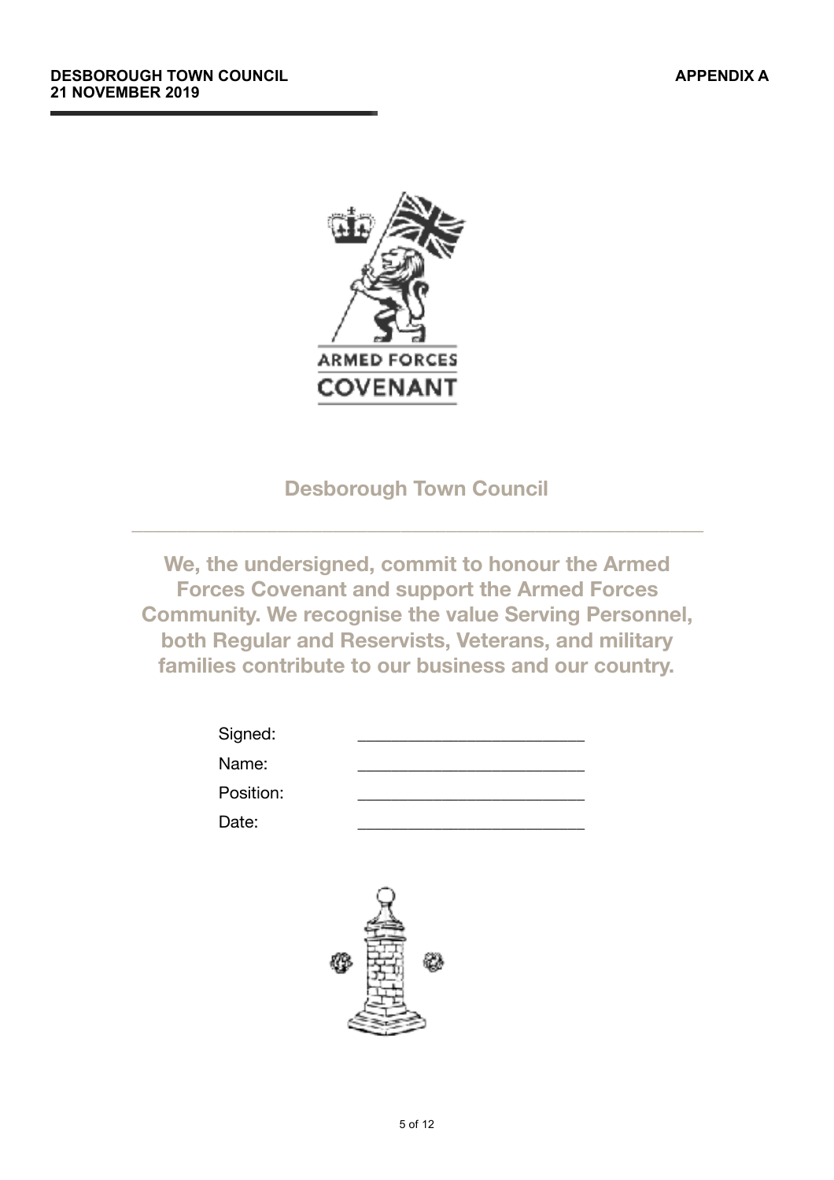APPENDIX A

ARMED FORCES COVENANT

## Desborough Town Council

**We, the undersigned, commit to honour the Armed Forces Covenant and support the Armed Forces Community. We recognise the value Serving Personnel, both Regular and Reservists, Veterans, and military families contribute to our business and our country.**

| | |
|---|---|
| Signed: | ______________________ |
| Name: | ______________________ |
| Position: | ______________________ |
| Date: | ______________________ |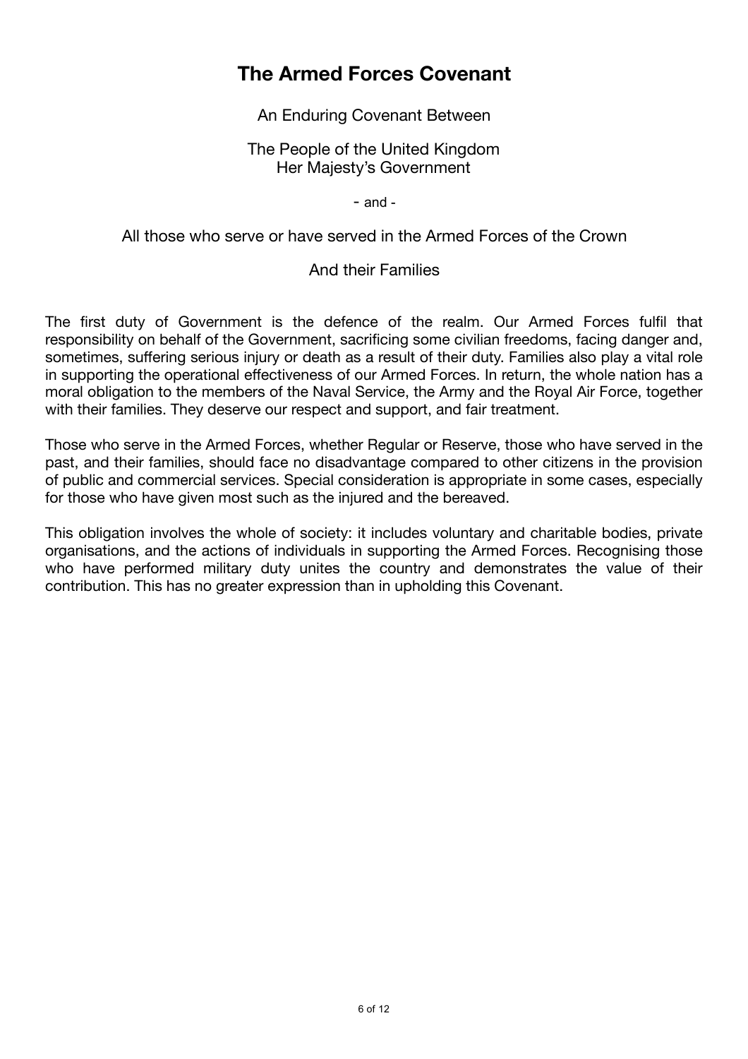# The Armed Forces Covenant

An Enduring Covenant Between

The People of the United Kingdom
Her Majesty's Government

- and -

All those who serve or have served in the Armed Forces of the Crown

And their Families

The first duty of Government is the defence of the realm. Our Armed Forces fulfil that responsibility on behalf of the Government, sacrificing some civilian freedoms, facing danger and, sometimes, suffering serious injury or death as a result of their duty. Families also play a vital role in supporting the operational effectiveness of our Armed Forces. In return, the whole nation has a moral obligation to the members of the Naval Service, the Army and the Royal Air Force, together with their families. They deserve our respect and support, and fair treatment.

Those who serve in the Armed Forces, whether Regular or Reserve, those who have served in the past, and their families, should face no disadvantage compared to other citizens in the provision of public and commercial services. Special consideration is appropriate in some cases, especially for those who have given most such as the injured and the bereaved.

This obligation involves the whole of society: it includes voluntary and charitable bodies, private organisations, and the actions of individuals in supporting the Armed Forces. Recognising those who have performed military duty unites the country and demonstrates the value of their contribution. This has no greater expression than in upholding this Covenant.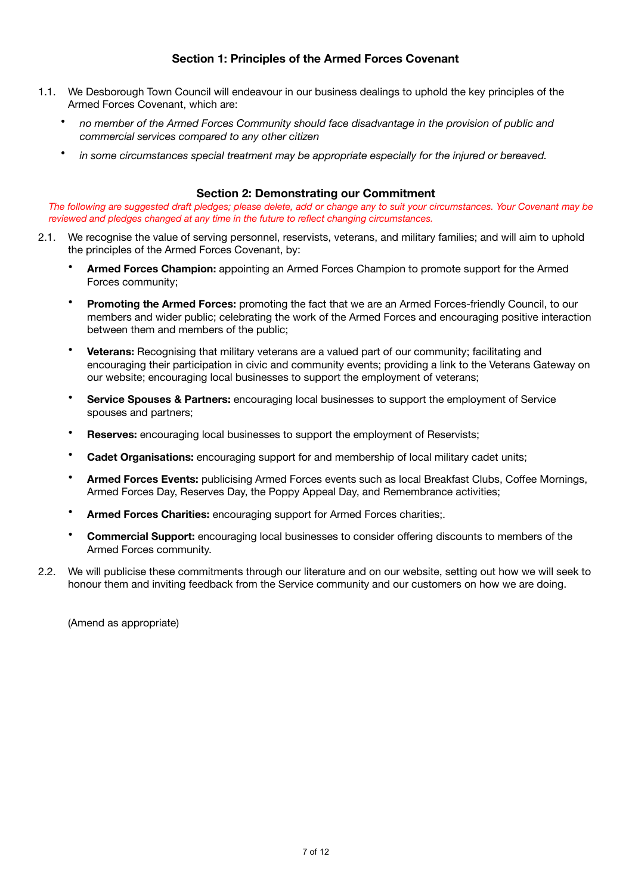## Section 1: Principles of the Armed Forces Covenant

1.1. We Desborough Town Council will endeavour in our business dealings to uphold the key principles of the Armed Forces Covenant, which are:

- *no member of the Armed Forces Community should face disadvantage in the provision of public and commercial services compared to any other citizen*
- *in some circumstances special treatment may be appropriate especially for the injured or bereaved.*

## Section 2: Demonstrating our Commitment

*The following are suggested draft pledges; please delete, add or change any to suit your circumstances. Your Covenant may be reviewed and pledges changed at any time in the future to reflect changing circumstances.*

2.1. We recognise the value of serving personnel, reservists, veterans, and military families; and will aim to uphold the principles of the Armed Forces Covenant, by:

- **Armed Forces Champion:** appointing an Armed Forces Champion to promote support for the Armed Forces community;
- **Promoting the Armed Forces:** promoting the fact that we are an Armed Forces-friendly Council, to our members and wider public; celebrating the work of the Armed Forces and encouraging positive interaction between them and members of the public;
- **Veterans:** Recognising that military veterans are a valued part of our community; facilitating and encouraging their participation in civic and community events; providing a link to the Veterans Gateway on our website; encouraging local businesses to support the employment of veterans;
- **Service Spouses & Partners:** encouraging local businesses to support the employment of Service spouses and partners;
- **Reserves:** encouraging local businesses to support the employment of Reservists;
- **Cadet Organisations:** encouraging support for and membership of local military cadet units;
- **Armed Forces Events:** publicising Armed Forces events such as local Breakfast Clubs, Coffee Mornings, Armed Forces Day, Reserves Day, the Poppy Appeal Day, and Remembrance activities;
- **Armed Forces Charities:** encouraging support for Armed Forces charities;.
- **Commercial Support:** encouraging local businesses to consider offering discounts to members of the Armed Forces community.

2.2. We will publicise these commitments through our literature and on our website, setting out how we will seek to honour them and inviting feedback from the Service community and our customers on how we are doing.

(Amend as appropriate)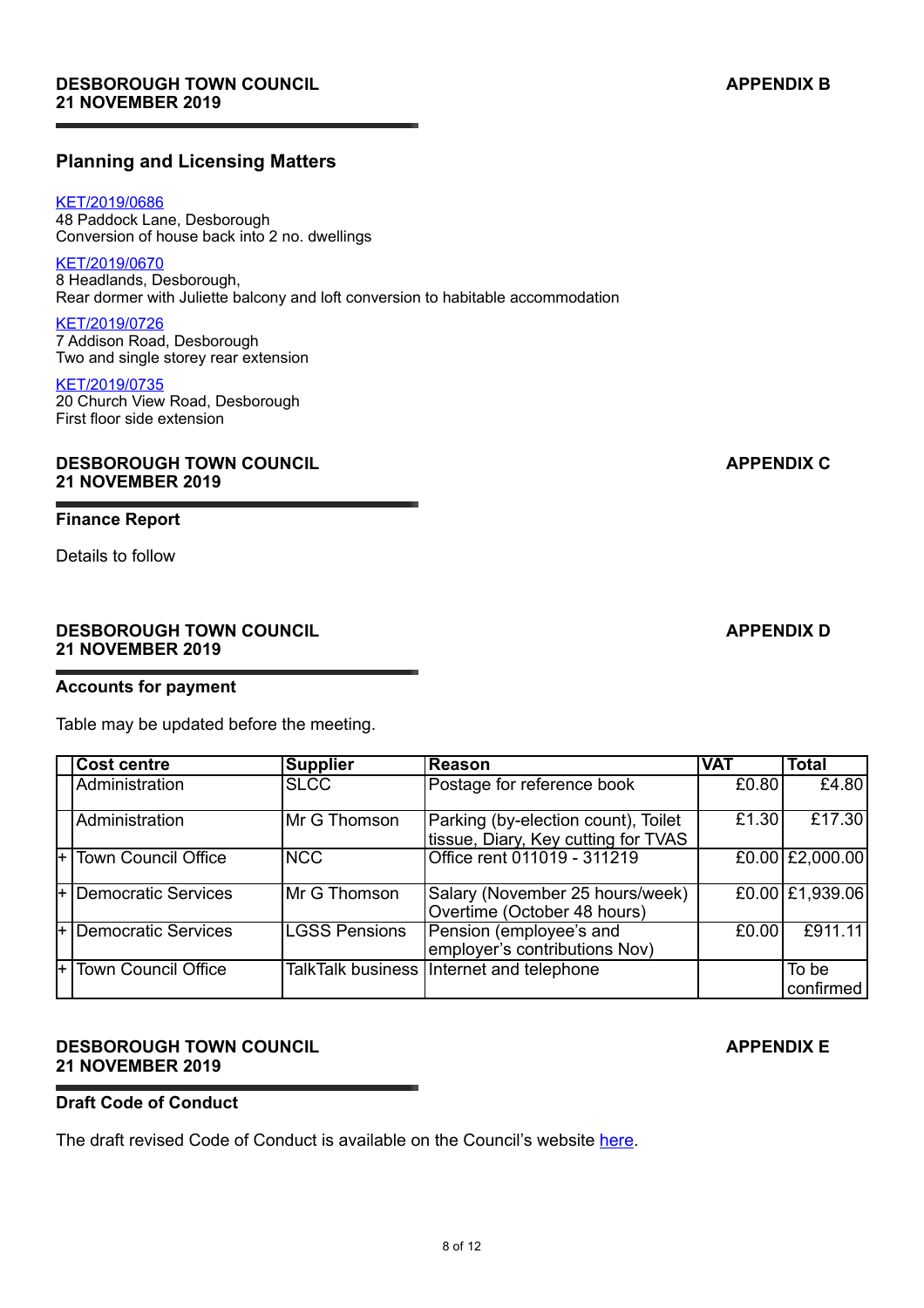**DESTBOROUGH TOWN COUNCIL**

**DESBOROUGH TOWN COUNCIL**
**21 NOVEMBER 2019**

**APPENDIX B**

## Planning and Licensing Matters

KET/2019/0686
48 Paddock Lane, Desborough
Conversion of house back into 2 no. dwellings

KET/2019/0670
8 Headlands, Desborough,
Rear dormer with Juliette balcony and loft conversion to habitable accommodation

KET/2019/0726
7 Addison Road, Desborough
Two and single storey rear extension

KET/2019/0735
20 Church View Road, Desborough
First floor side extension

**DESBOROUGH TOWN COUNCIL**
**21 NOVEMBER 2019**

**APPENDIX C**

### Finance Report

Details to follow

**DESBOROUGH TOWN COUNCIL**
**21 NOVEMBER 2019**

**APPENDIX D**

### Accounts for payment

Table may be updated before the meeting.

| | Cost centre | Supplier | Reason | VAT | Total |
|---|---|---|---|---|---|
| | Administration | SLCC | Postage for reference book | £0.80 | £4.80 |
| | Administration | Mr G Thomson | Parking (by-election count), Toilet tissue, Diary, Key cutting for TVAS | £1.30 | £17.30 |
| + | Town Council Office | NCC | Office rent 011019 - 311219 | £0.00 | £2,000.00 |
| + | Democratic Services | Mr G Thomson | Salary (November 25 hours/week) Overtime (October 48 hours) | £0.00 | £1,939.06 |
| + | Democratic Services | LGSS Pensions | Pension (employee's and employer's contributions Nov) | £0.00 | £911.11 |
| + | Town Council Office | TalkTalk business | Internet and telephone | | To be confirmed |

**DESBOROUGH TOWN COUNCIL**
**21 NOVEMBER 2019**

**APPENDIX E**

### Draft Code of Conduct

The draft revised Code of Conduct is available on the Council's website here.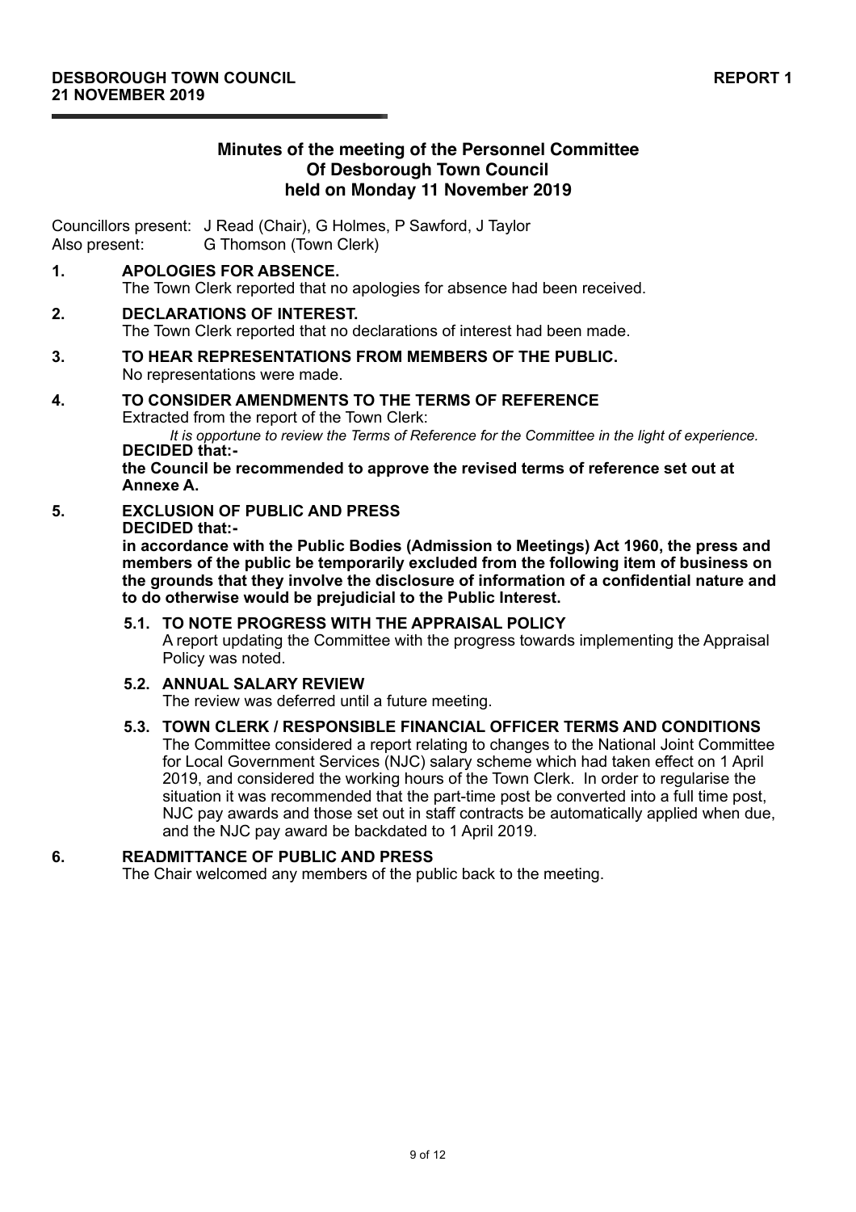**DESBOROUGH TOWN COUNCIL** **REPORT 1**
**21 NOVEMBER 2019**

## Minutes of the meeting of the Personnel Committee Of Desborough Town Council held on Monday 11 November 2019

Councillors present: J Read (Chair), G Holmes, P Sawford, J Taylor
Also present: G Thomson (Town Clerk)

**1. APOLOGIES FOR ABSENCE.**
The Town Clerk reported that no apologies for absence had been received.

**2. DECLARATIONS OF INTEREST.**
The Town Clerk reported that no declarations of interest had been made.

**3. TO HEAR REPRESENTATIONS FROM MEMBERS OF THE PUBLIC.**
No representations were made.

**4. TO CONSIDER AMENDMENTS TO THE TERMS OF REFERENCE**
Extracted from the report of the Town Clerk:

*It is opportune to review the Terms of Reference for the Committee in the light of experience.*

**DECIDED that:-**
**the Council be recommended to approve the revised terms of reference set out at Annexe A.**

**5. EXCLUSION OF PUBLIC AND PRESS**
**DECIDED that:-**
**in accordance with the Public Bodies (Admission to Meetings) Act 1960, the press and members of the public be temporarily excluded from the following item of business on the grounds that they involve the disclosure of information of a confidential nature and to do otherwise would be prejudicial to the Public Interest.**

**5.1. TO NOTE PROGRESS WITH THE APPRAISAL POLICY**
A report updating the Committee with the progress towards implementing the Appraisal Policy was noted.

**5.2. ANNUAL SALARY REVIEW**
The review was deferred until a future meeting.

**5.3. TOWN CLERK / RESPONSIBLE FINANCIAL OFFICER TERMS AND CONDITIONS**
The Committee considered a report relating to changes to the National Joint Committee for Local Government Services (NJC) salary scheme which had taken effect on 1 April 2019, and considered the working hours of the Town Clerk. In order to regularise the situation it was recommended that the part-time post be converted into a full time post, NJC pay awards and those set out in staff contracts be automatically applied when due, and the NJC pay award be backdated to 1 April 2019.

**6. READMITTANCE OF PUBLIC AND PRESS**
The Chair welcomed any members of the public back to the meeting.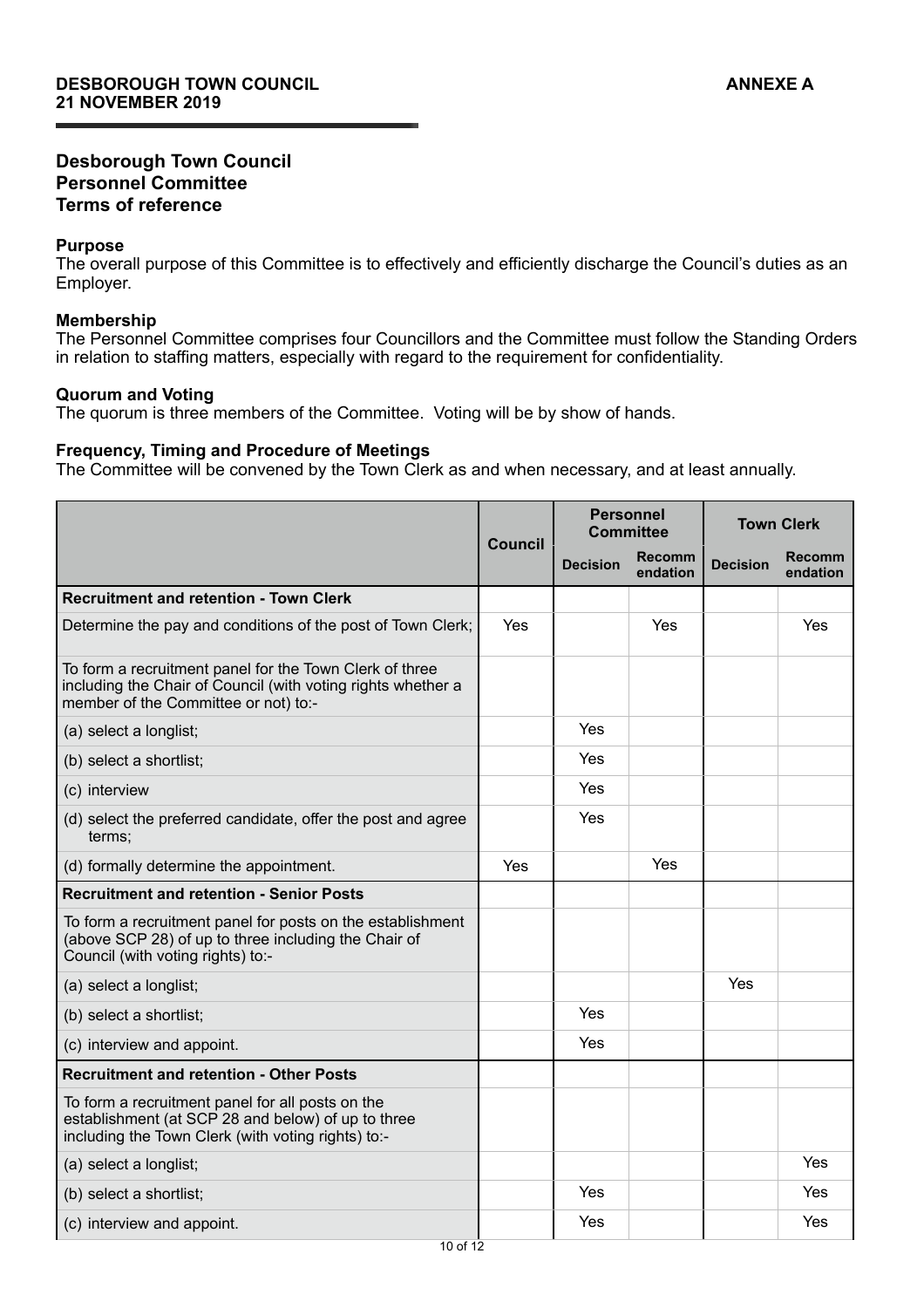DESBOROUGH TOWN COUNCIL **ANNEXE A**
**21 NOVEMBER 2019**

## Desborough Town Council
## Personnel Committee
## Terms of reference

### Purpose

The overall purpose of this Committee is to effectively and efficiently discharge the Council's duties as an Employer.

### Membership

The Personnel Committee comprises four Councillors and the Committee must follow the Standing Orders in relation to staffing matters, especially with regard to the requirement for confidentiality.

### Quorum and Voting

The quorum is three members of the Committee. Voting will be by show of hands.

### Frequency, Timing and Procedure of Meetings

The Committee will be convened by the Town Clerk as and when necessary, and at least annually.

| | Council | Personnel Committee | | Town Clerk | |
|---|---|---|---|---|---|
| | | Decision | Recommendation | Decision | Recommendation |
| **Recruitment and retention - Town Clerk** | | | | | |
| Determine the pay and conditions of the post of Town Clerk; | Yes | | Yes | | Yes |
| To form a recruitment panel for the Town Clerk of three including the Chair of Council (with voting rights whether a member of the Committee or not) to:- | | | | | |
| (a) select a longlist; | | Yes | | | |
| (b) select a shortlist; | | Yes | | | |
| (c) interview | | Yes | | | |
| (d) select the preferred candidate, offer the post and agree terms; | | Yes | | | |
| (d) formally determine the appointment. | Yes | | Yes | | |
| **Recruitment and retention - Senior Posts** | | | | | |
| To form a recruitment panel for posts on the establishment (above SCP 28) of up to three including the Chair of Council (with voting rights) to:- | | | | | |
| (a) select a longlist; | | | | Yes | |
| (b) select a shortlist; | | Yes | | | |
| (c) interview and appoint. | | Yes | | | |
| **Recruitment and retention - Other Posts** | | | | | |
| To form a recruitment panel for all posts on the establishment (at SCP 28 and below) of up to three including the Town Clerk (with voting rights) to:- | | | | | |
| (a) select a longlist; | | | | | Yes |
| (b) select a shortlist; | | Yes | | | Yes |
| (c) interview and appoint. | | Yes | | | Yes |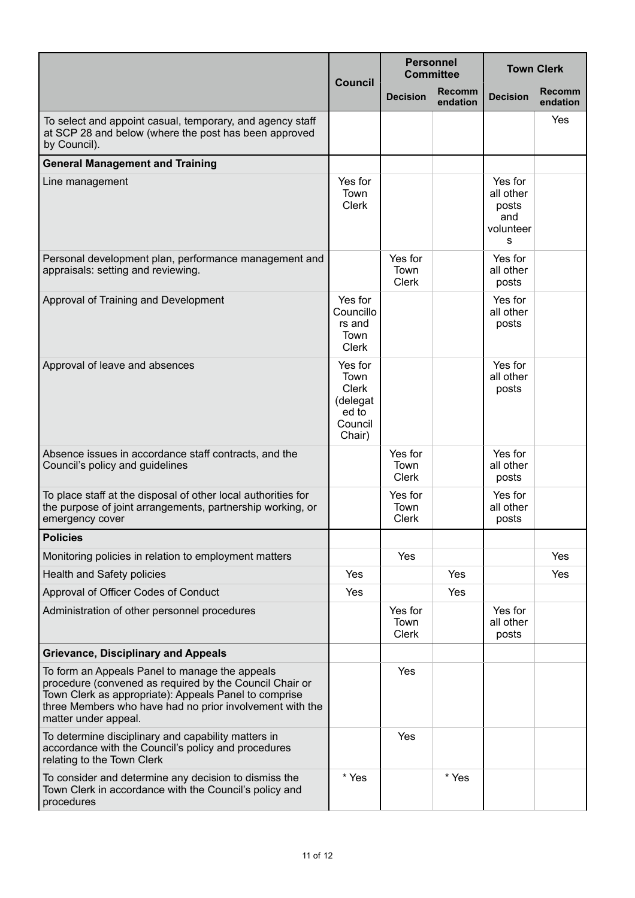| | Council | Personnel Committee | | Town Clerk | |
|---|---|---|---|---|---|
| | | Decision | Recommendation | Decision | Recommendation |
| To select and appoint casual, temporary, and agency staff at SCP 28 and below (where the post has been approved by Council). | | | | | Yes |
| **General Management and Training** | | | | | |
| Line management | Yes for Town Clerk | | | Yes for all other posts and volunteers | |
| Personal development plan, performance management and appraisals: setting and reviewing. | | Yes for Town Clerk | | Yes for all other posts | |
| Approval of Training and Development | Yes for Councillors and Town Clerk | | | Yes for all other posts | |
| Approval of leave and absences | Yes for Town Clerk (delegated to Council Chair) | | | Yes for all other posts | |
| Absence issues in accordance staff contracts, and the Council's policy and guidelines | | Yes for Town Clerk | | Yes for all other posts | |
| To place staff at the disposal of other local authorities for the purpose of joint arrangements, partnership working, or emergency cover | | Yes for Town Clerk | | Yes for all other posts | |
| **Policies** | | | | | |
| Monitoring policies in relation to employment matters | | Yes | | | Yes |
| Health and Safety policies | Yes | | Yes | | Yes |
| Approval of Officer Codes of Conduct | Yes | | Yes | | |
| Administration of other personnel procedures | | Yes for Town Clerk | | Yes for all other posts | |
| **Grievance, Disciplinary and Appeals** | | | | | |
| To form an Appeals Panel to manage the appeals procedure (convened as required by the Council Chair or Town Clerk as appropriate): Appeals Panel to comprise three Members who have had no prior involvement with the matter under appeal. | | Yes | | | |
| To determine disciplinary and capability matters in accordance with the Council's policy and procedures relating to the Town Clerk | | Yes | | | |
| To consider and determine any decision to dismiss the Town Clerk in accordance with the Council's policy and procedures | * Yes | | * Yes | | |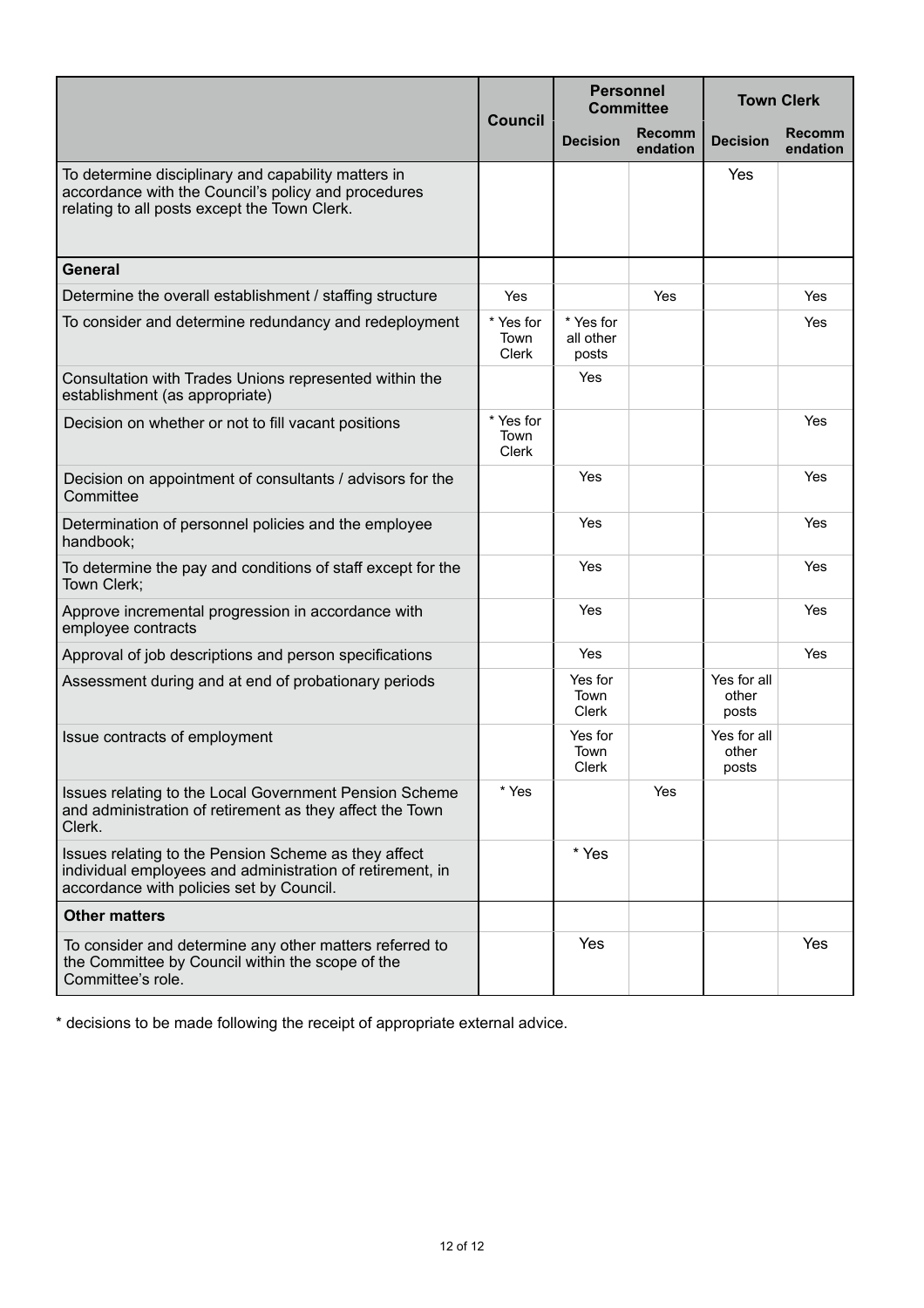| | Council | Personnel Committee | | Town Clerk | |
|---|---|---|---|---|---|
| | | Decision | Recommendation | Decision | Recommendation |
| To determine disciplinary and capability matters in accordance with the Council's policy and procedures relating to all posts except the Town Clerk. | | | | Yes | |
| **General** | | | | | |
| Determine the overall establishment / staffing structure | Yes | | Yes | | Yes |
| To consider and determine redundancy and redeployment | * Yes for Town Clerk | * Yes for all other posts | | | Yes |
| Consultation with Trades Unions represented within the establishment (as appropriate) | | Yes | | | |
| Decision on whether or not to fill vacant positions | * Yes for Town Clerk | | | | Yes |
| Decision on appointment of consultants / advisors for the Committee | | Yes | | | Yes |
| Determination of personnel policies and the employee handbook; | | Yes | | | Yes |
| To determine the pay and conditions of staff except for the Town Clerk; | | Yes | | | Yes |
| Approve incremental progression in accordance with employee contracts | | Yes | | | Yes |
| Approval of job descriptions and person specifications | | Yes | | | Yes |
| Assessment during and at end of probationary periods | | Yes for Town Clerk | | Yes for all other posts | |
| Issue contracts of employment | | Yes for Town Clerk | | Yes for all other posts | |
| Issues relating to the Local Government Pension Scheme and administration of retirement as they affect the Town Clerk. | * Yes | | Yes | | |
| Issues relating to the Pension Scheme as they affect individual employees and administration of retirement, in accordance with policies set by Council. | | * Yes | | | |
| **Other matters** | | | | | |
| To consider and determine any other matters referred to the Committee by Council within the scope of the Committee's role. | | Yes | | | Yes |

* decisions to be made following the receipt of appropriate external advice.